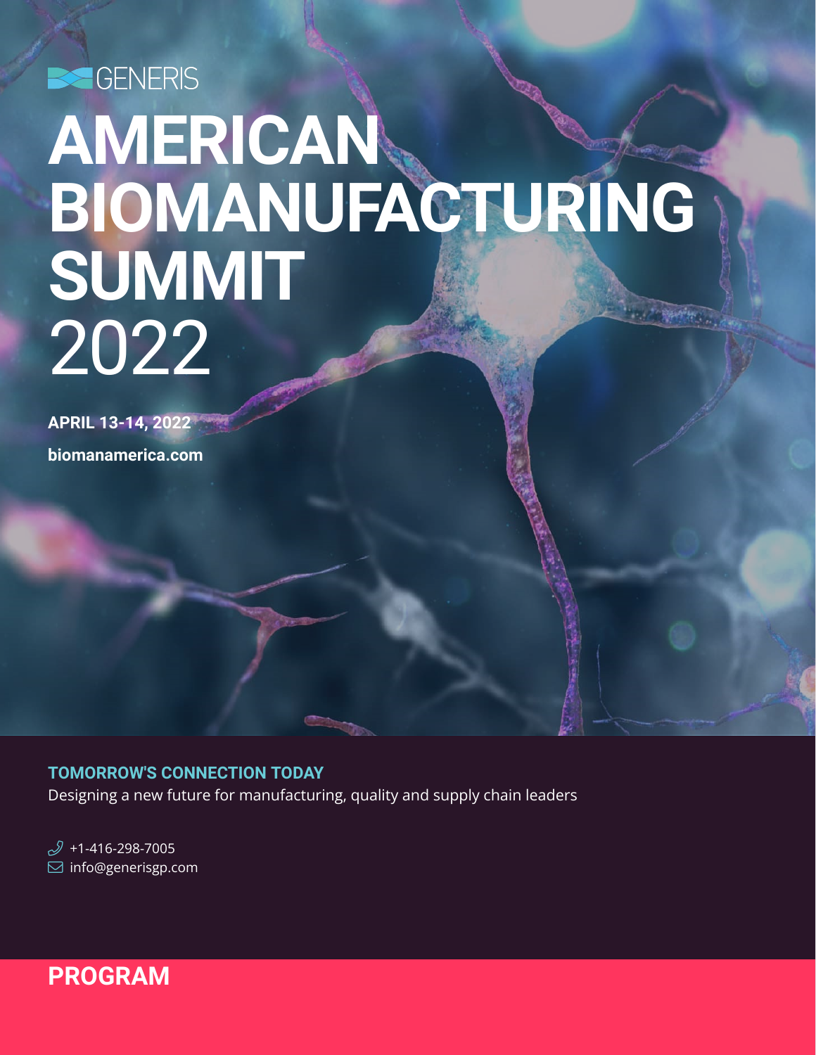GENERIS

# AMERICAN BIOMANUFACTURING SUMMIT 2022

**APRIL 13-14, 2022**

**biomanamerica.com**

**TOMORROW'S CONNECTION TODAY**

Designing a new future for manufacturing, quality and supply chain leaders

+1-416-298-7005
info@generisgp.com

## PROGRAM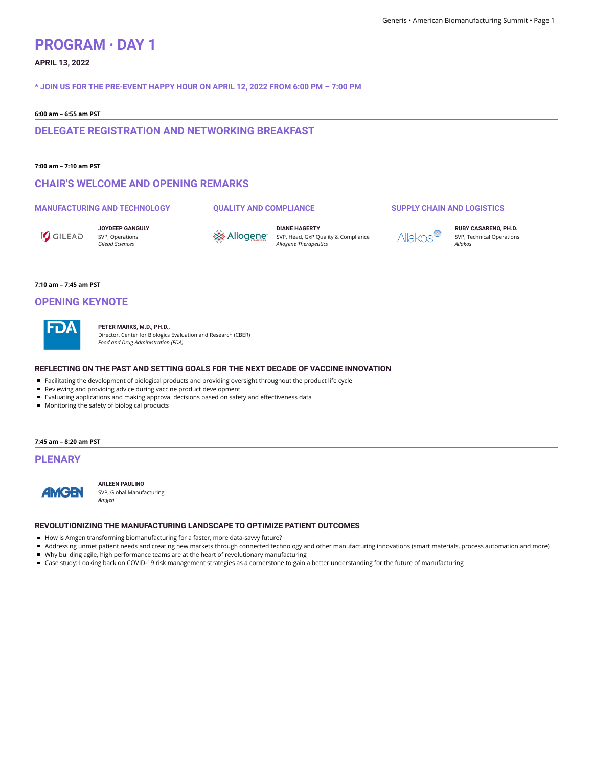# PROGRAM · DAY 1

**APRIL 13, 2022**

**\* JOIN US FOR THE PRE-EVENT HAPPY HOUR ON APRIL 12, 2022 FROM 6:00 PM – 7:00 PM**

**6:00 am – 6:55 am PST**

## DELEGATE REGISTRATION AND NETWORKING BREAKFAST

**7:00 am – 7:10 am PST**

## CHAIR'S WELCOME AND OPENING REMARKS

### MANUFACTURING AND TECHNOLOGY

**JOYDEEP GANGULY**
SVP, Operations
*Gilead Sciences*

### QUALITY AND COMPLIANCE

**DIANE HAGERTY**
SVP, Head, GxP Quality & Compliance
*Allogene Therapeutics*

### SUPPLY CHAIN AND LOGISTICS

**RUBY CASARENO, PH.D.**
SVP, Technical Operations
*Allakos*

**7:10 am – 7:45 am PST**

## OPENING KEYNOTE

**PETER MARKS, M.D., PH.D.,**
Director, Center for Biologics Evaluation and Research (CBER)
*Food and Drug Administration (FDA)*

### REFLECTING ON THE PAST AND SETTING GOALS FOR THE NEXT DECADE OF VACCINE INNOVATION

- Facilitating the development of biological products and providing oversight throughout the product life cycle
- Reviewing and providing advice during vaccine product development
- Evaluating applications and making approval decisions based on safety and effectiveness data
- Monitoring the safety of biological products

**7:45 am – 8:20 am PST**

## PLENARY

**ARLEEN PAULINO**
SVP, Global Manufacturing
*Amgen*

### REVOLUTIONIZING THE MANUFACTURING LANDSCAPE TO OPTIMIZE PATIENT OUTCOMES

- How is Amgen transforming biomanufacturing for a faster, more data-savvy future?
- Addressing unmet patient needs and creating new markets through connected technology and other manufacturing innovations (smart materials, process automation and more)
- Why building agile, high performance teams are at the heart of revolutionary manufacturing
- Case study: Looking back on COVID-19 risk management strategies as a cornerstone to gain a better understanding for the future of manufacturing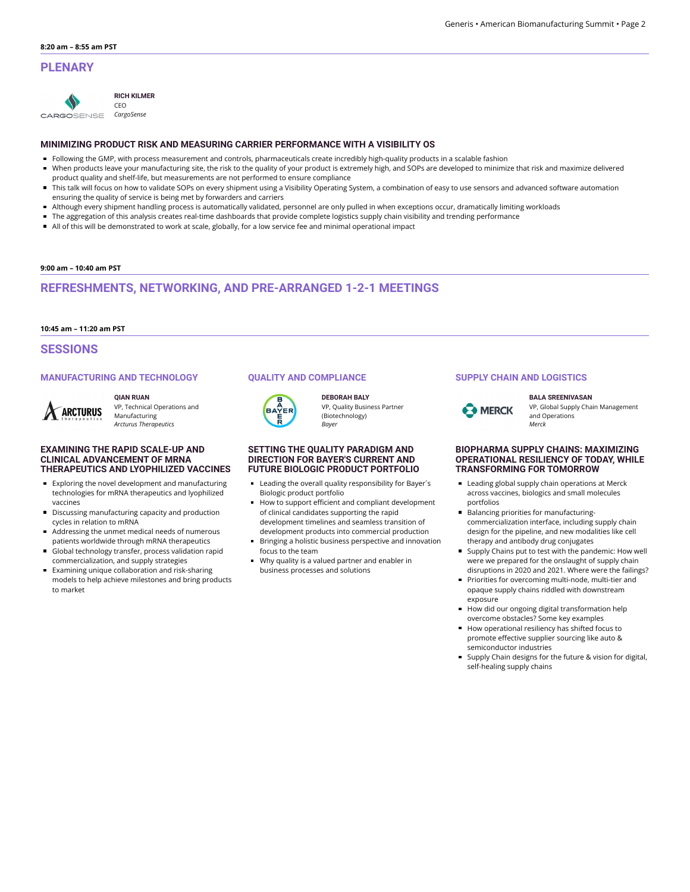**8:20 am – 8:55 am PST**

## PLENARY

**RICH KILMER**
CEO
*CargoSense*

### MINIMIZING PRODUCT RISK AND MEASURING CARRIER PERFORMANCE WITH A VISIBILITY OS

- Following the GMP, with process measurement and controls, pharmaceuticals create incredibly high-quality products in a scalable fashion
- When products leave your manufacturing site, the risk to the quality of your product is extremely high, and SOPs are developed to minimize that risk and maximize delivered product quality and shelf-life, but measurements are not performed to ensure compliance
- This talk will focus on how to validate SOPs on every shipment using a Visibility Operating System, a combination of easy to use sensors and advanced software automation ensuring the quality of service is being met by forwarders and carriers
- Although every shipment handling process is automatically validated, personnel are only pulled in when exceptions occur, dramatically limiting workloads
- The aggregation of this analysis creates real-time dashboards that provide complete logistics supply chain visibility and trending performance
- All of this will be demonstrated to work at scale, globally, for a low service fee and minimal operational impact

**9:00 am – 10:40 am PST**

## REFRESHMENTS, NETWORKING, AND PRE-ARRANGED 1-2-1 MEETINGS

**10:45 am – 11:20 am PST**

## SESSIONS

### MANUFACTURING AND TECHNOLOGY

**QIAN RUAN**
VP, Technical Operations and Manufacturing
*Arcturus Therapeutics*

#### EXAMINING THE RAPID SCALE-UP AND CLINICAL ADVANCEMENT OF MRNA THERAPEUTICS AND LYOPHILIZED VACCINES

- Exploring the novel development and manufacturing technologies for mRNA therapeutics and lyophilized vaccines
- Discussing manufacturing capacity and production cycles in relation to mRNA
- Addressing the unmet medical needs of numerous patients worldwide through mRNA therapeutics
- Global technology transfer, process validation rapid commercialization, and supply strategies
- Examining unique collaboration and risk-sharing models to help achieve milestones and bring products to market

### QUALITY AND COMPLIANCE

**DEBORAH BALY**
VP, Quality Business Partner (Biotechnology)
*Bayer*

#### SETTING THE QUALITY PARADIGM AND DIRECTION FOR BAYER'S CURRENT AND FUTURE BIOLOGIC PRODUCT PORTFOLIO

- Leading the overall quality responsibility for Bayer´s Biologic product portfolio
- How to support efficient and compliant development of clinical candidates supporting the rapid development timelines and seamless transition of development products into commercial production
- Bringing a holistic business perspective and innovation focus to the team
- Why quality is a valued partner and enabler in business processes and solutions

### SUPPLY CHAIN AND LOGISTICS

**BALA SREENIVASAN**
VP, Global Supply Chain Management and Operations
*Merck*

#### BIOPHARMA SUPPLY CHAINS: MAXIMIZING OPERATIONAL RESILIENCY OF TODAY, WHILE TRANSFORMING FOR TOMORROW

- Leading global supply chain operations at Merck across vaccines, biologics and small molecules portfolios
- Balancing priorities for manufacturing-commercialization interface, including supply chain design for the pipeline, and new modalities like cell therapy and antibody drug conjugates
- Supply Chains put to test with the pandemic: How well were we prepared for the onslaught of supply chain disruptions in 2020 and 2021. Where were the failings?
- Priorities for overcoming multi-node, multi-tier and opaque supply chains riddled with downstream exposure
- How did our ongoing digital transformation help overcome obstacles? Some key examples
- How operational resiliency has shifted focus to promote effective supplier sourcing like auto & semiconductor industries
- Supply Chain designs for the future & vision for digital, self-healing supply chains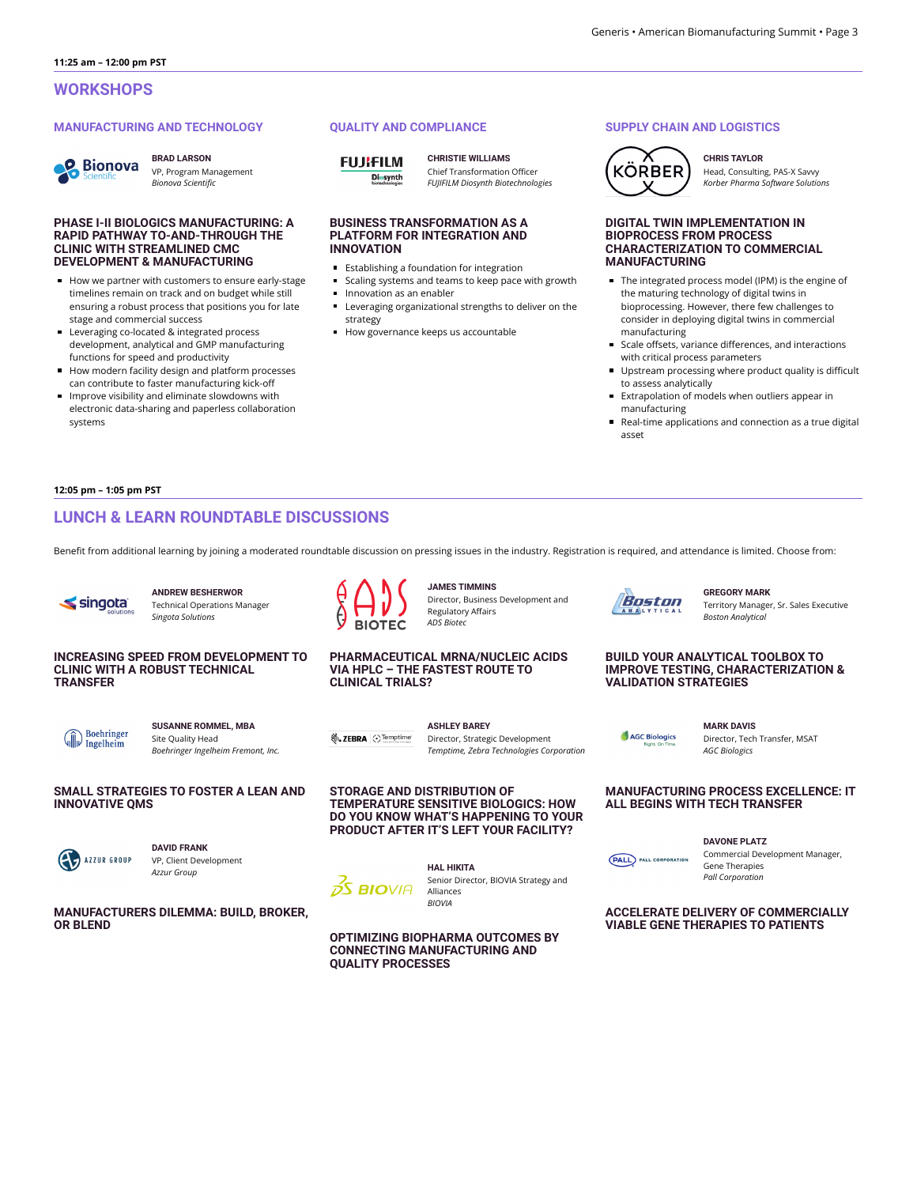11:25 am – 12:00 pm PST

## WORKSHOPS

### MANUFACTURING AND TECHNOLOGY

**BRAD LARSON**
VP, Program Management
*Bionova Scientific*

**PHASE I-II BIOLOGICS MANUFACTURING: A RAPID PATHWAY TO-AND-THROUGH THE CLINIC WITH STREAMLINED CMC DEVELOPMENT & MANUFACTURING**

- How we partner with customers to ensure early-stage timelines remain on track and on budget while still ensuring a robust process that positions you for late stage and commercial success
- Leveraging co-located & integrated process development, analytical and GMP manufacturing functions for speed and productivity
- How modern facility design and platform processes can contribute to faster manufacturing kick-off
- Improve visibility and eliminate slowdowns with electronic data-sharing and paperless collaboration systems

### QUALITY AND COMPLIANCE

**CHRISTIE WILLIAMS**
Chief Transformation Officer
*FUJIFILM Diosynth Biotechnologies*

**BUSINESS TRANSFORMATION AS A PLATFORM FOR INTEGRATION AND INNOVATION**

- Establishing a foundation for integration
- Scaling systems and teams to keep pace with growth
- Innovation as an enabler
- Leveraging organizational strengths to deliver on the strategy
- How governance keeps us accountable

### SUPPLY CHAIN AND LOGISTICS

**CHRIS TAYLOR**
Head, Consulting, PAS-X Savvy
*Korber Pharma Software Solutions*

**DIGITAL TWIN IMPLEMENTATION IN BIOPROCESS FROM PROCESS CHARACTERIZATION TO COMMERCIAL MANUFACTURING**

- The integrated process model (IPM) is the engine of the maturing technology of digital twins in bioprocessing. However, there few challenges to consider in deploying digital twins in commercial manufacturing
- Scale offsets, variance differences, and interactions with critical process parameters
- Upstream processing where product quality is difficult to assess analytically
- Extrapolation of models when outliers appear in manufacturing
- Real-time applications and connection as a true digital asset

12:05 pm – 1:05 pm PST

## LUNCH & LEARN ROUNDTABLE DISCUSSIONS

Benefit from additional learning by joining a moderated roundtable discussion on pressing issues in the industry. Registration is required, and attendance is limited. Choose from:

**ANDREW BESHERWOR**
Technical Operations Manager
*Singota Solutions*

**INCREASING SPEED FROM DEVELOPMENT TO CLINIC WITH A ROBUST TECHNICAL TRANSFER**

**SUSANNE ROMMEL, MBA**
Site Quality Head
*Boehringer Ingelheim Fremont, Inc.*

**SMALL STRATEGIES TO FOSTER A LEAN AND INNOVATIVE QMS**

**DAVID FRANK**
VP, Client Development
*Azzur Group*

**MANUFACTURERS DILEMMA: BUILD, BROKER, OR BLEND**

**JAMES TIMMINS**
Director, Business Development and Regulatory Affairs
*ADS Biotec*

**PHARMACEUTICAL MRNA/NUCLEIC ACIDS VIA HPLC – THE FASTEST ROUTE TO CLINICAL TRIALS?**

**ASHLEY BAREY**
Director, Strategic Development
*Temptime, Zebra Technologies Corporation*

**STORAGE AND DISTRIBUTION OF TEMPERATURE SENSITIVE BIOLOGICS: HOW DO YOU KNOW WHAT'S HAPPENING TO YOUR PRODUCT AFTER IT'S LEFT YOUR FACILITY?**

**HAL HIKITA**
Senior Director, BIOVIA Strategy and Alliances
*BIOVIA*

**OPTIMIZING BIOPHARMA OUTCOMES BY CONNECTING MANUFACTURING AND QUALITY PROCESSES**

**GREGORY MARK**
Territory Manager, Sr. Sales Executive
*Boston Analytical*

**BUILD YOUR ANALYTICAL TOOLBOX TO IMPROVE TESTING, CHARACTERIZATION & VALIDATION STRATEGIES**

**MARK DAVIS**
Director, Tech Transfer, MSAT
*AGC Biologics*

**MANUFACTURING PROCESS EXCELLENCE: IT ALL BEGINS WITH TECH TRANSFER**

**DAVONE PLATZ**
Commercial Development Manager, Gene Therapies
*Pall Corporation*

**ACCELERATE DELIVERY OF COMMERCIALLY VIABLE GENE THERAPIES TO PATIENTS**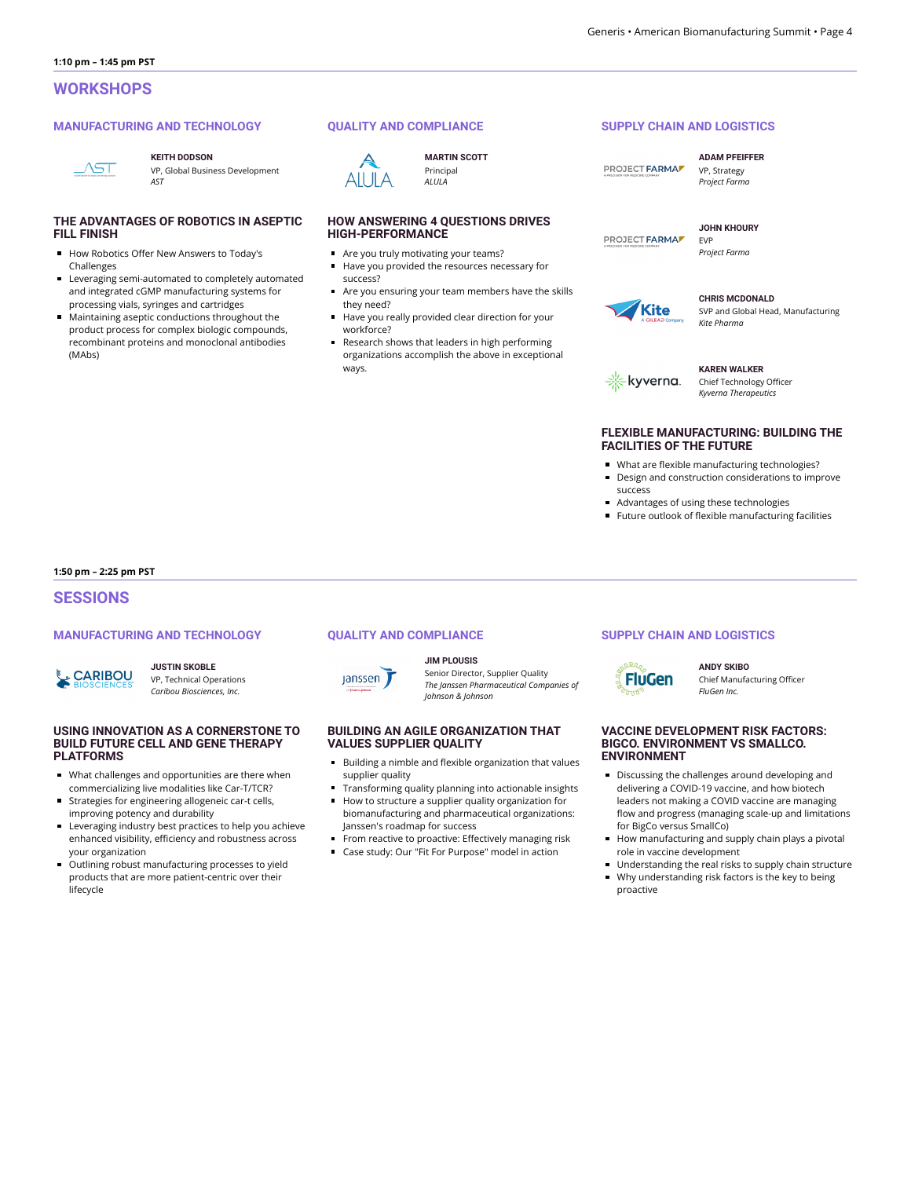1:10 pm – 1:45 pm PST

## WORKSHOPS

### MANUFACTURING AND TECHNOLOGY

**KEITH DODSON**
VP, Global Business Development
*AST*

#### THE ADVANTAGES OF ROBOTICS IN ASEPTIC FILL FINISH

- How Robotics Offer New Answers to Today's Challenges
- Leveraging semi-automated to completely automated and integrated cGMP manufacturing systems for processing vials, syringes and cartridges
- Maintaining aseptic conductions throughout the product process for complex biologic compounds, recombinant proteins and monoclonal antibodies (MAbs)

### QUALITY AND COMPLIANCE

**MARTIN SCOTT**
Principal
*ALULA*

#### HOW ANSWERING 4 QUESTIONS DRIVES HIGH-PERFORMANCE

- Are you truly motivating your teams?
- Have you provided the resources necessary for success?
- Are you ensuring your team members have the skills they need?
- Have you really provided clear direction for your workforce?
- Research shows that leaders in high performing organizations accomplish the above in exceptional ways.

### SUPPLY CHAIN AND LOGISTICS

**ADAM PFEIFFER**
VP, Strategy
*Project Farma*

**JOHN KHOURY**
EVP
*Project Farma*

**CHRIS MCDONALD**
SVP and Global Head, Manufacturing
*Kite Pharma*

**KAREN WALKER**
Chief Technology Officer
*Kyverna Therapeutics*

#### FLEXIBLE MANUFACTURING: BUILDING THE FACILITIES OF THE FUTURE

- What are flexible manufacturing technologies?
- Design and construction considerations to improve success
- Advantages of using these technologies
- Future outlook of flexible manufacturing facilities

1:50 pm – 2:25 pm PST

## SESSIONS

### MANUFACTURING AND TECHNOLOGY

**JUSTIN SKOBLE**
VP, Technical Operations
*Caribou Biosciences, Inc.*

#### USING INNOVATION AS A CORNERSTONE TO BUILD FUTURE CELL AND GENE THERAPY PLATFORMS

- What challenges and opportunities are there when commercializing live modalities like Car-T/TCR?
- Strategies for engineering allogeneic car-t cells, improving potency and durability
- Leveraging industry best practices to help you achieve enhanced visibility, efficiency and robustness across your organization
- Outlining robust manufacturing processes to yield products that are more patient-centric over their lifecycle

### QUALITY AND COMPLIANCE

**JIM PLOUSIS**
Senior Director, Supplier Quality
*The Janssen Pharmaceutical Companies of Johnson & Johnson*

#### BUILDING AN AGILE ORGANIZATION THAT VALUES SUPPLIER QUALITY

- Building a nimble and flexible organization that values supplier quality
- Transforming quality planning into actionable insights
- How to structure a supplier quality organization for biomanufacturing and pharmaceutical organizations: Janssen's roadmap for success
- From reactive to proactive: Effectively managing risk
- Case study: Our "Fit For Purpose" model in action

### SUPPLY CHAIN AND LOGISTICS

**ANDY SKIBO**
Chief Manufacturing Officer
*FluGen Inc.*

#### VACCINE DEVELOPMENT RISK FACTORS: BIGCO. ENVIRONMENT VS SMALLCO. ENVIRONMENT

- Discussing the challenges around developing and delivering a COVID-19 vaccine, and how biotech leaders not making a COVID vaccine are managing flow and progress (managing scale-up and limitations for BigCo versus SmallCo)
- How manufacturing and supply chain plays a pivotal role in vaccine development
- Understanding the real risks to supply chain structure
- Why understanding risk factors is the key to being proactive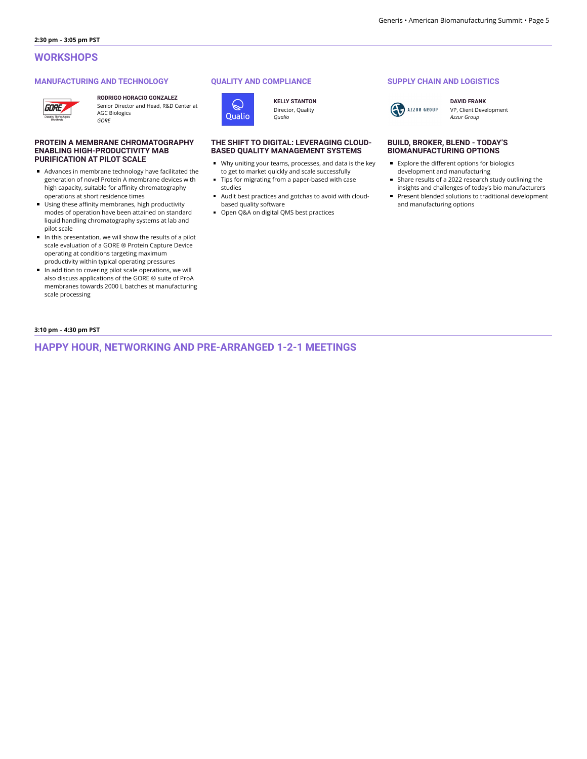**2:30 pm – 3:05 pm PST**

## WORKSHOPS

### MANUFACTURING AND TECHNOLOGY

**RODRIGO HORACIO GONZALEZ**
Senior Director and Head, R&D Center at AGC Biologics
*GORE*

#### PROTEIN A MEMBRANE CHROMATOGRAPHY ENABLING HIGH-PRODUCTIVITY MAB PURIFICATION AT PILOT SCALE

- Advances in membrane technology have facilitated the generation of novel Protein A membrane devices with high capacity, suitable for affinity chromatography operations at short residence times
- Using these affinity membranes, high productivity modes of operation have been attained on standard liquid handling chromatography systems at lab and pilot scale
- In this presentation, we will show the results of a pilot scale evaluation of a GORE ® Protein Capture Device operating at conditions targeting maximum productivity within typical operating pressures
- In addition to covering pilot scale operations, we will also discuss applications of the GORE ® suite of ProA membranes towards 2000 L batches at manufacturing scale processing

### QUALITY AND COMPLIANCE

**KELLY STANTON**
Director, Quality
*Qualio*

#### THE SHIFT TO DIGITAL: LEVERAGING CLOUD-BASED QUALITY MANAGEMENT SYSTEMS

- Why uniting your teams, processes, and data is the key to get to market quickly and scale successfully
- Tips for migrating from a paper-based with case studies
- Audit best practices and gotchas to avoid with cloud-based quality software
- Open Q&A on digital QMS best practices

### SUPPLY CHAIN AND LOGISTICS

**DAVID FRANK**
VP, Client Development
*Azzur Group*

#### BUILD, BROKER, BLEND - TODAY'S BIOMANUFACTURING OPTIONS

- Explore the different options for biologics development and manufacturing
- Share results of a 2022 research study outlining the insights and challenges of today's bio manufacturers
- Present blended solutions to traditional development and manufacturing options

**3:10 pm – 4:30 pm PST**

## HAPPY HOUR, NETWORKING AND PRE-ARRANGED 1-2-1 MEETINGS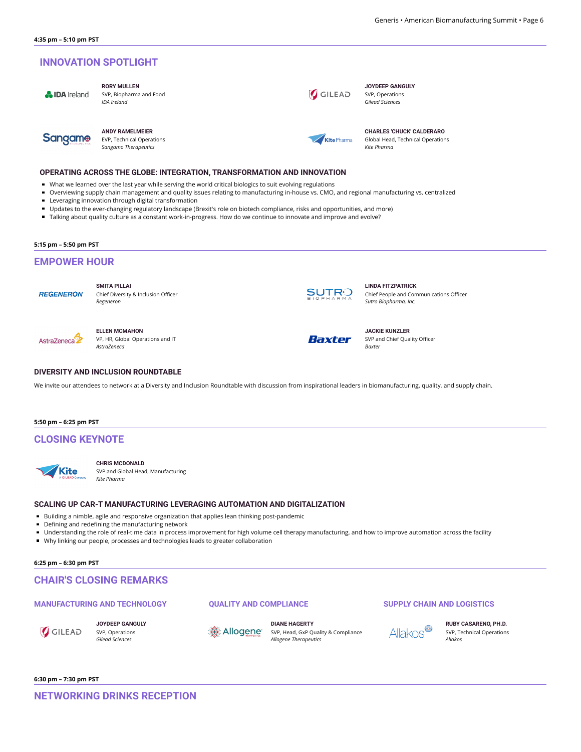**4:35 pm – 5:10 pm PST**

## INNOVATION SPOTLIGHT

**RORY MULLEN**
SVP, Biopharma and Food
*IDA Ireland*

**JOYDEEP GANGULY**
SVP, Operations
*Gilead Sciences*

**ANDY RAMELMEIER**
EVP, Technical Operations
*Sangamo Therapeutics*

**CHARLES 'CHUCK' CALDERARO**
Global Head, Technical Operations
*Kite Pharma*

### OPERATING ACROSS THE GLOBE: INTEGRATION, TRANSFORMATION AND INNOVATION

- What we learned over the last year while serving the world critical biologics to suit evolving regulations
- Overviewing supply chain management and quality issues relating to manufacturing in-house vs. CMO, and regional manufacturing vs. centralized
- Leveraging innovation through digital transformation
- Updates to the ever-changing regulatory landscape (Brexit's role on biotech compliance, risks and opportunities, and more)
- Talking about quality culture as a constant work-in-progress. How do we continue to innovate and improve and evolve?

**5:15 pm – 5:50 pm PST**

## EMPOWER HOUR

**SMITA PILLAI**
Chief Diversity & Inclusion Officer
*Regeneron*

**LINDA FITZPATRICK**
Chief People and Communications Officer
*Sutro Biopharma, Inc.*

**ELLEN MCMAHON**
VP, HR, Global Operations and IT
*AstraZeneca*

**JACKIE KUNZLER**
SVP and Chief Quality Officer
*Baxter*

### DIVERSITY AND INCLUSION ROUNDTABLE

We invite our attendees to network at a Diversity and Inclusion Roundtable with discussion from inspirational leaders in biomanufacturing, quality, and supply chain.

**5:50 pm – 6:25 pm PST**

## CLOSING KEYNOTE

**CHRIS MCDONALD**
SVP and Global Head, Manufacturing
*Kite Pharma*

### SCALING UP CAR-T MANUFACTURING LEVERAGING AUTOMATION AND DIGITALIZATION

- Building a nimble, agile and responsive organization that applies lean thinking post-pandemic
- Defining and redefining the manufacturing network
- Understanding the role of real-time data in process improvement for high volume cell therapy manufacturing, and how to improve automation across the facility
- Why linking our people, processes and technologies leads to greater collaboration

**6:25 pm – 6:30 pm PST**

## CHAIR'S CLOSING REMARKS

### MANUFACTURING AND TECHNOLOGY

**JOYDEEP GANGULY**
SVP, Operations
*Gilead Sciences*

### QUALITY AND COMPLIANCE

**DIANE HAGERTY**
SVP, Head, GxP Quality & Compliance
*Allogene Therapeutics*

### SUPPLY CHAIN AND LOGISTICS

**RUBY CASARENO, PH.D.**
SVP, Technical Operations
*Allakos*

**6:30 pm – 7:30 pm PST**

## NETWORKING DRINKS RECEPTION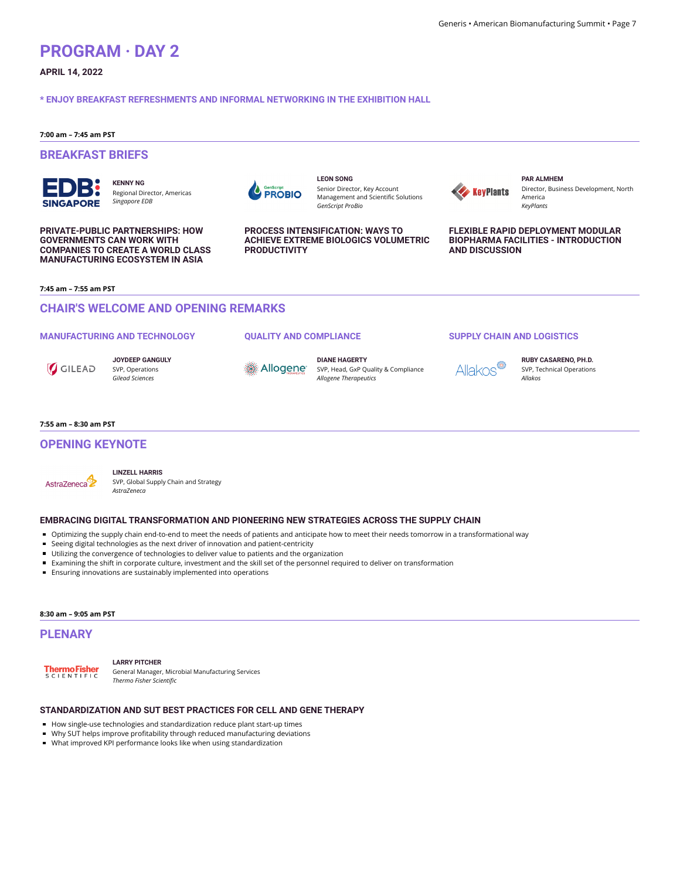# PROGRAM · DAY 2

**APRIL 14, 2022**

**\* ENJOY BREAKFAST REFRESHMENTS AND INFORMAL NETWORKING IN THE EXHIBITION HALL**

**7:00 am – 7:45 am PST**

## BREAKFAST BRIEFS

**KENNY NG**
Regional Director, Americas
*Singapore EDB*

**PRIVATE-PUBLIC PARTNERSHIPS: HOW GOVERNMENTS CAN WORK WITH COMPANIES TO CREATE A WORLD CLASS MANUFACTURING ECOSYSTEM IN ASIA**

**LEON SONG**
Senior Director, Key Account Management and Scientific Solutions
*GenScript ProBio*

**PROCESS INTENSIFICATION: WAYS TO ACHIEVE EXTREME BIOLOGICS VOLUMETRIC PRODUCTIVITY**

**PAR ALMHEM**
Director, Business Development, North America
*KeyPlants*

**FLEXIBLE RAPID DEPLOYMENT MODULAR BIOPHARMA FACILITIES - INTRODUCTION AND DISCUSSION**

**7:45 am – 7:55 am PST**

## CHAIR'S WELCOME AND OPENING REMARKS

### MANUFACTURING AND TECHNOLOGY

**JOYDEEP GANGULY**
SVP, Operations
*Gilead Sciences*

### QUALITY AND COMPLIANCE

**DIANE HAGERTY**
SVP, Head, GxP Quality & Compliance
*Allogene Therapeutics*

### SUPPLY CHAIN AND LOGISTICS

**RUBY CASARENO, PH.D.**
SVP, Technical Operations
*Allakos*

**7:55 am – 8:30 am PST**

## OPENING KEYNOTE

**LINZELL HARRIS**
SVP, Global Supply Chain and Strategy
*AstraZeneca*

**EMBRACING DIGITAL TRANSFORMATION AND PIONEERING NEW STRATEGIES ACROSS THE SUPPLY CHAIN**

- Optimizing the supply chain end-to-end to meet the needs of patients and anticipate how to meet their needs tomorrow in a transformational way
- Seeing digital technologies as the next driver of innovation and patient-centricity
- Utilizing the convergence of technologies to deliver value to patients and the organization
- Examining the shift in corporate culture, investment and the skill set of the personnel required to deliver on transformation
- Ensuring innovations are sustainably implemented into operations

**8:30 am – 9:05 am PST**

## PLENARY

**LARRY PITCHER**
General Manager, Microbial Manufacturing Services
*Thermo Fisher Scientific*

**STANDARDIZATION AND SUT BEST PRACTICES FOR CELL AND GENE THERAPY**

- How single-use technologies and standardization reduce plant start-up times
- Why SUT helps improve profitability through reduced manufacturing deviations
- What improved KPI performance looks like when using standardization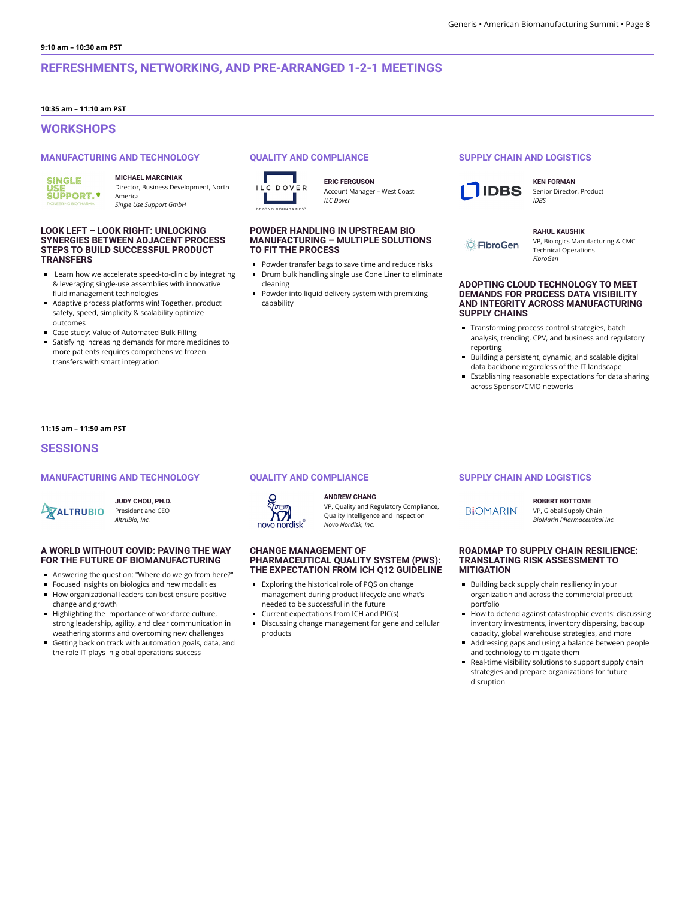**9:10 am – 10:30 am PST**

## REFRESHMENTS, NETWORKING, AND PRE-ARRANGED 1-2-1 MEETINGS

**10:35 am – 11:10 am PST**

## WORKSHOPS

### MANUFACTURING AND TECHNOLOGY

**MICHAEL MARCINIAK**
Director, Business Development, North America
*Single Use Support GmbH*

#### LOOK LEFT – LOOK RIGHT: UNLOCKING SYNERGIES BETWEEN ADJACENT PROCESS STEPS TO BUILD SUCCESSFUL PRODUCT TRANSFERS

- Learn how we accelerate speed-to-clinic by integrating & leveraging single-use assemblies with innovative fluid management technologies
- Adaptive process platforms win! Together, product safety, speed, simplicity & scalability optimize outcomes
- Case study: Value of Automated Bulk Filling
- Satisfying increasing demands for more medicines to more patients requires comprehensive frozen transfers with smart integration

### QUALITY AND COMPLIANCE

**ERIC FERGUSON**
Account Manager – West Coast
*ILC Dover*

#### POWDER HANDLING IN UPSTREAM BIO MANUFACTURING – MULTIPLE SOLUTIONS TO FIT THE PROCESS

- Powder transfer bags to save time and reduce risks
- Drum bulk handling single use Cone Liner to eliminate cleaning
- Powder into liquid delivery system with premixing capability

### SUPPLY CHAIN AND LOGISTICS

**KEN FORMAN**
Senior Director, Product
*IDBS*

**RAHUL KAUSHIK**
VP, Biologics Manufacturing & CMC Technical Operations
*FibroGen*

#### ADOPTING CLOUD TECHNOLOGY TO MEET DEMANDS FOR PROCESS DATA VISIBILITY AND INTEGRITY ACROSS MANUFACTURING SUPPLY CHAINS

- Transforming process control strategies, batch analysis, trending, CPV, and business and regulatory reporting
- Building a persistent, dynamic, and scalable digital data backbone regardless of the IT landscape
- Establishing reasonable expectations for data sharing across Sponsor/CMO networks

**11:15 am – 11:50 am PST**

## SESSIONS

### MANUFACTURING AND TECHNOLOGY

**JUDY CHOU, PH.D.**
President and CEO
*AltruBio, Inc.*

#### A WORLD WITHOUT COVID: PAVING THE WAY FOR THE FUTURE OF BIOMANUFACTURING

- Answering the question: "Where do we go from here?"
- Focused insights on biologics and new modalities
- How organizational leaders can best ensure positive change and growth
- Highlighting the importance of workforce culture, strong leadership, agility, and clear communication in weathering storms and overcoming new challenges
- Getting back on track with automation goals, data, and the role IT plays in global operations success

### QUALITY AND COMPLIANCE

**ANDREW CHANG**
VP, Quality and Regulatory Compliance, Quality Intelligence and Inspection
*Novo Nordisk, Inc.*

#### CHANGE MANAGEMENT OF PHARMACEUTICAL QUALITY SYSTEM (PWS): THE EXPECTATION FROM ICH Q12 GUIDELINE

- Exploring the historical role of PQS on change management during product lifecycle and what's needed to be successful in the future
- Current expectations from ICH and PIC(s)
- Discussing change management for gene and cellular products

### SUPPLY CHAIN AND LOGISTICS

**ROBERT BOTTOME**
VP, Global Supply Chain
*BioMarin Pharmaceutical Inc.*

#### ROADMAP TO SUPPLY CHAIN RESILIENCE: TRANSLATING RISK ASSESSMENT TO MITIGATION

- Building back supply chain resiliency in your organization and across the commercial product portfolio
- How to defend against catastrophic events: discussing inventory investments, inventory dispersing, backup capacity, global warehouse strategies, and more
- Addressing gaps and using a balance between people and technology to mitigate them
- Real-time visibility solutions to support supply chain strategies and prepare organizations for future disruption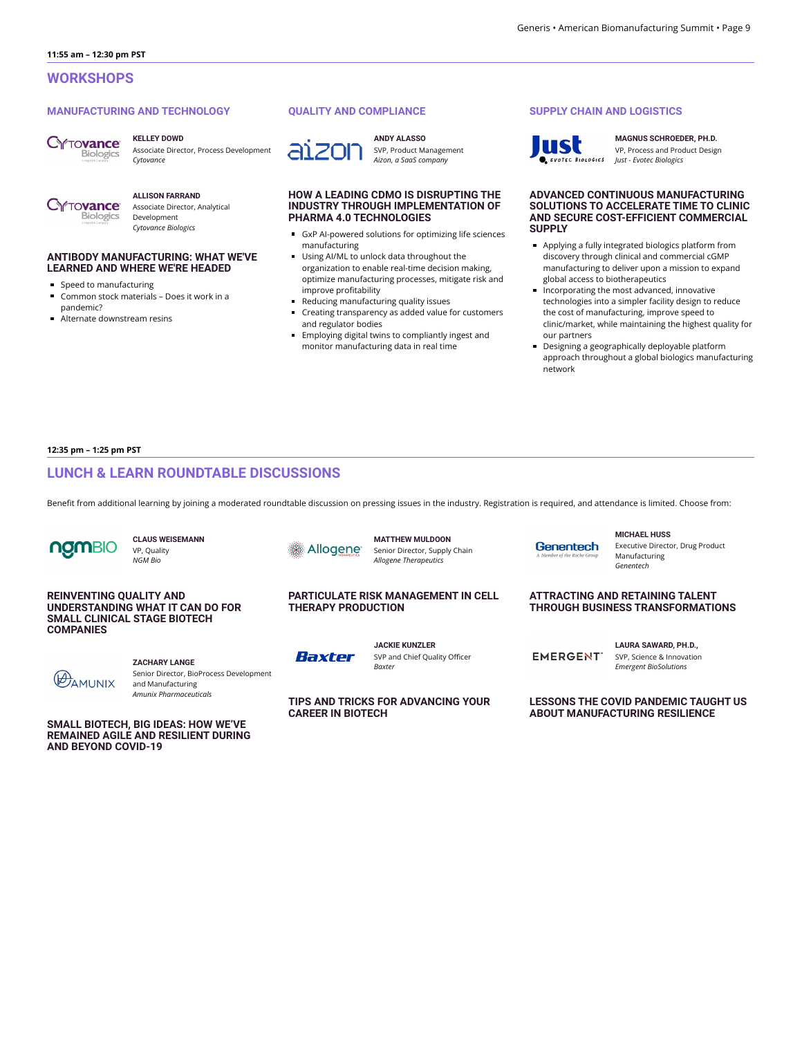**11:55 am – 12:30 pm PST**

## WORKSHOPS

### MANUFACTURING AND TECHNOLOGY

**KELLEY DOWD**
Associate Director, Process Development
*Cytovance*

**ALLISON FARRAND**
Associate Director, Analytical Development
*Cytovance Biologics*

#### ANTIBODY MANUFACTURING: WHAT WE'VE LEARNED AND WHERE WE'RE HEADED

- Speed to manufacturing
- Common stock materials – Does it work in a pandemic?
- Alternate downstream resins

### QUALITY AND COMPLIANCE

**ANDY ALASSO**
SVP, Product Management
*Aizon, a SaaS company*

#### HOW A LEADING CDMO IS DISRUPTING THE INDUSTRY THROUGH IMPLEMENTATION OF PHARMA 4.0 TECHNOLOGIES

- GxP AI-powered solutions for optimizing life sciences manufacturing
- Using AI/ML to unlock data throughout the organization to enable real-time decision making, optimize manufacturing processes, mitigate risk and improve profitability
- Reducing manufacturing quality issues
- Creating transparency as added value for customers and regulator bodies
- Employing digital twins to compliantly ingest and monitor manufacturing data in real time

### SUPPLY CHAIN AND LOGISTICS

**MAGNUS SCHROEDER, PH.D.**
VP, Process and Product Design
*Just - Evotec Biologics*

#### ADVANCED CONTINUOUS MANUFACTURING SOLUTIONS TO ACCELERATE TIME TO CLINIC AND SECURE COST-EFFICIENT COMMERCIAL SUPPLY

- Applying a fully integrated biologics platform from discovery through clinical and commercial cGMP manufacturing to deliver upon a mission to expand global access to biotherapeutics
- Incorporating the most advanced, innovative technologies into a simpler facility design to reduce the cost of manufacturing, improve speed to clinic/market, while maintaining the highest quality for our partners
- Designing a geographically deployable platform approach throughout a global biologics manufacturing network

**12:35 pm – 1:25 pm PST**

## LUNCH & LEARN ROUNDTABLE DISCUSSIONS

Benefit from additional learning by joining a moderated roundtable discussion on pressing issues in the industry. Registration is required, and attendance is limited. Choose from:

**CLAUS WEISEMANN**
VP, Quality
*NGM Bio*

#### REINVENTING QUALITY AND UNDERSTANDING WHAT IT CAN DO FOR SMALL CLINICAL STAGE BIOTECH COMPANIES

**ZACHARY LANGE**
Senior Director, BioProcess Development and Manufacturing
*Amunix Pharmaceuticals*

#### SMALL BIOTECH, BIG IDEAS: HOW WE'VE REMAINED AGILE AND RESILIENT DURING AND BEYOND COVID-19

**MATTHEW MULDOON**
Senior Director, Supply Chain
*Allogene Therapeutics*

#### PARTICULATE RISK MANAGEMENT IN CELL THERAPY PRODUCTION

**JACKIE KUNZLER**
SVP and Chief Quality Officer
*Baxter*

#### TIPS AND TRICKS FOR ADVANCING YOUR CAREER IN BIOTECH

**MICHAEL HUSS**
Executive Director, Drug Product Manufacturing
*Genentech*

#### ATTRACTING AND RETAINING TALENT THROUGH BUSINESS TRANSFORMATIONS

**LAURA SAWARD, PH.D.,**
SVP, Science & Innovation
*Emergent BioSolutions*

#### LESSONS THE COVID PANDEMIC TAUGHT US ABOUT MANUFACTURING RESILIENCE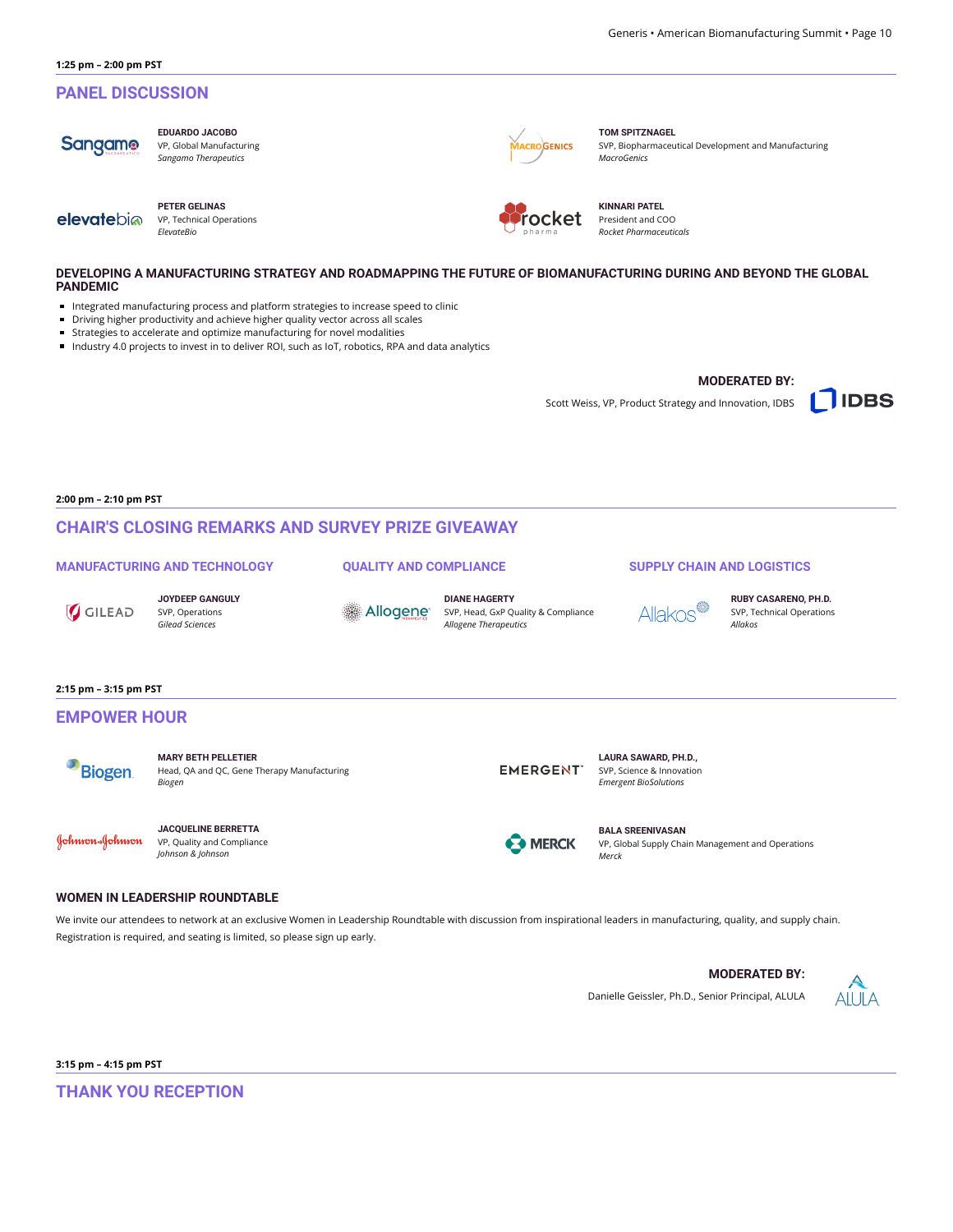**1:25 pm – 2:00 pm PST**

## PANEL DISCUSSION

**EDUARDO JACOBO**
VP, Global Manufacturing
*Sangamo Therapeutics*

**TOM SPITZNAGEL**
SVP, Biopharmaceutical Development and Manufacturing
*MacroGenics*

**PETER GELINAS**
VP, Technical Operations
*ElevateBio*

**KINNARI PATEL**
President and COO
*Rocket Pharmaceuticals*

### DEVELOPING A MANUFACTURING STRATEGY AND ROADMAPPING THE FUTURE OF BIOMANUFACTURING DURING AND BEYOND THE GLOBAL PANDEMIC

- Integrated manufacturing process and platform strategies to increase speed to clinic
- Driving higher productivity and achieve higher quality vector across all scales
- Strategies to accelerate and optimize manufacturing for novel modalities
- Industry 4.0 projects to invest in to deliver ROI, such as IoT, robotics, RPA and data analytics

**MODERATED BY:**
Scott Weiss, VP, Product Strategy and Innovation, IDBS

**2:00 pm – 2:10 pm PST**

## CHAIR'S CLOSING REMARKS AND SURVEY PRIZE GIVEAWAY

### MANUFACTURING AND TECHNOLOGY

**JOYDEEP GANGULY**
SVP, Operations
*Gilead Sciences*

### QUALITY AND COMPLIANCE

**DIANE HAGERTY**
SVP, Head, GxP Quality & Compliance
*Allogene Therapeutics*

### SUPPLY CHAIN AND LOGISTICS

**RUBY CASARENO, PH.D.**
SVP, Technical Operations
*Allakos*

**2:15 pm – 3:15 pm PST**

## EMPOWER HOUR

**MARY BETH PELLETIER**
Head, QA and QC, Gene Therapy Manufacturing
*Biogen*

**LAURA SAWARD, PH.D.,**
SVP, Science & Innovation
*Emergent BioSolutions*

**JACQUELINE BERRETTA**
VP, Quality and Compliance
*Johnson & Johnson*

**BALA SREENIVASAN**
VP, Global Supply Chain Management and Operations
*Merck*

### WOMEN IN LEADERSHIP ROUNDTABLE

We invite our attendees to network at an exclusive Women in Leadership Roundtable with discussion from inspirational leaders in manufacturing, quality, and supply chain. Registration is required, and seating is limited, so please sign up early.

**MODERATED BY:**
Danielle Geissler, Ph.D., Senior Principal, ALULA

**3:15 pm – 4:15 pm PST**

## THANK YOU RECEPTION